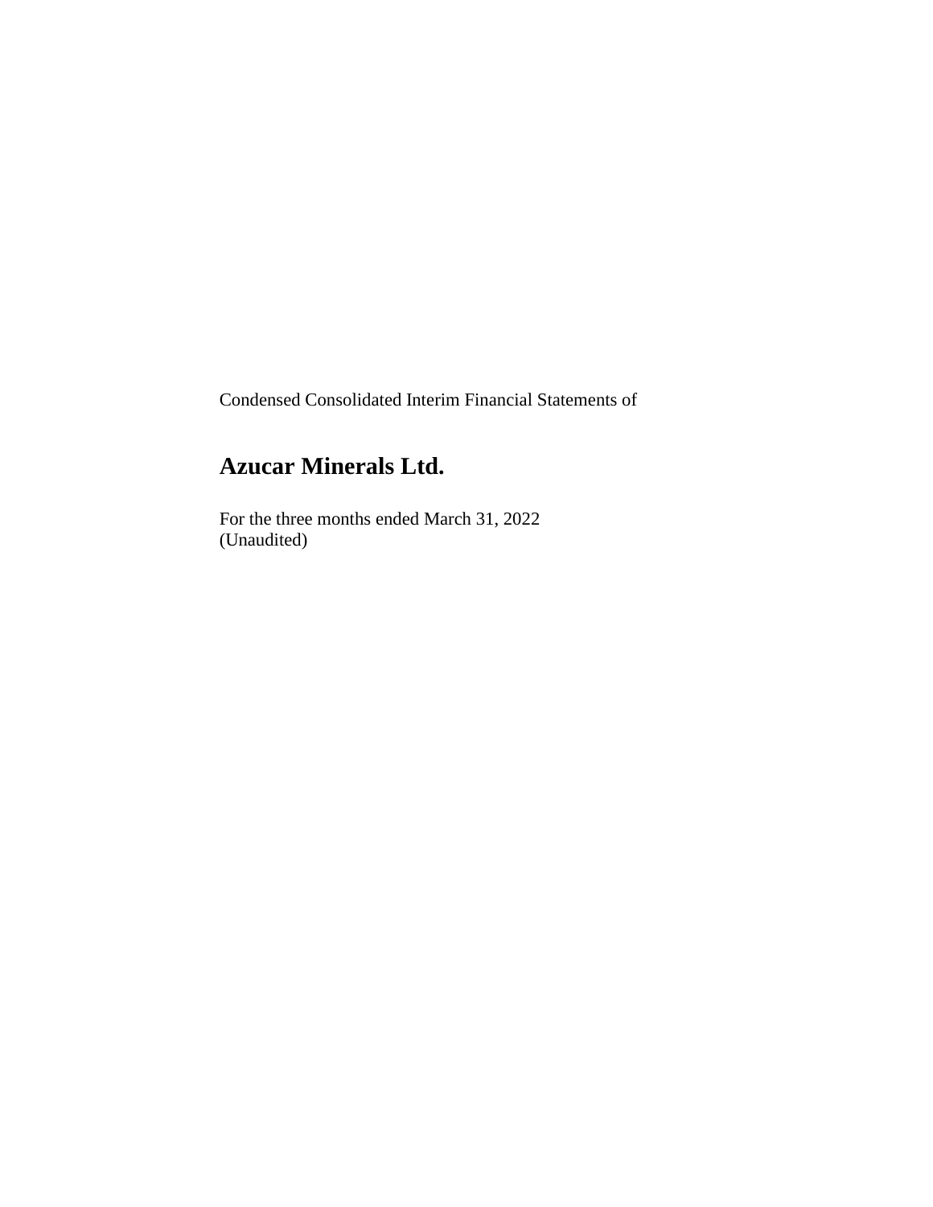Condensed Consolidated Interim Financial Statements of

# Azucar Minerals Ltd.

For the three months ended March 31, 2022
(Unaudited)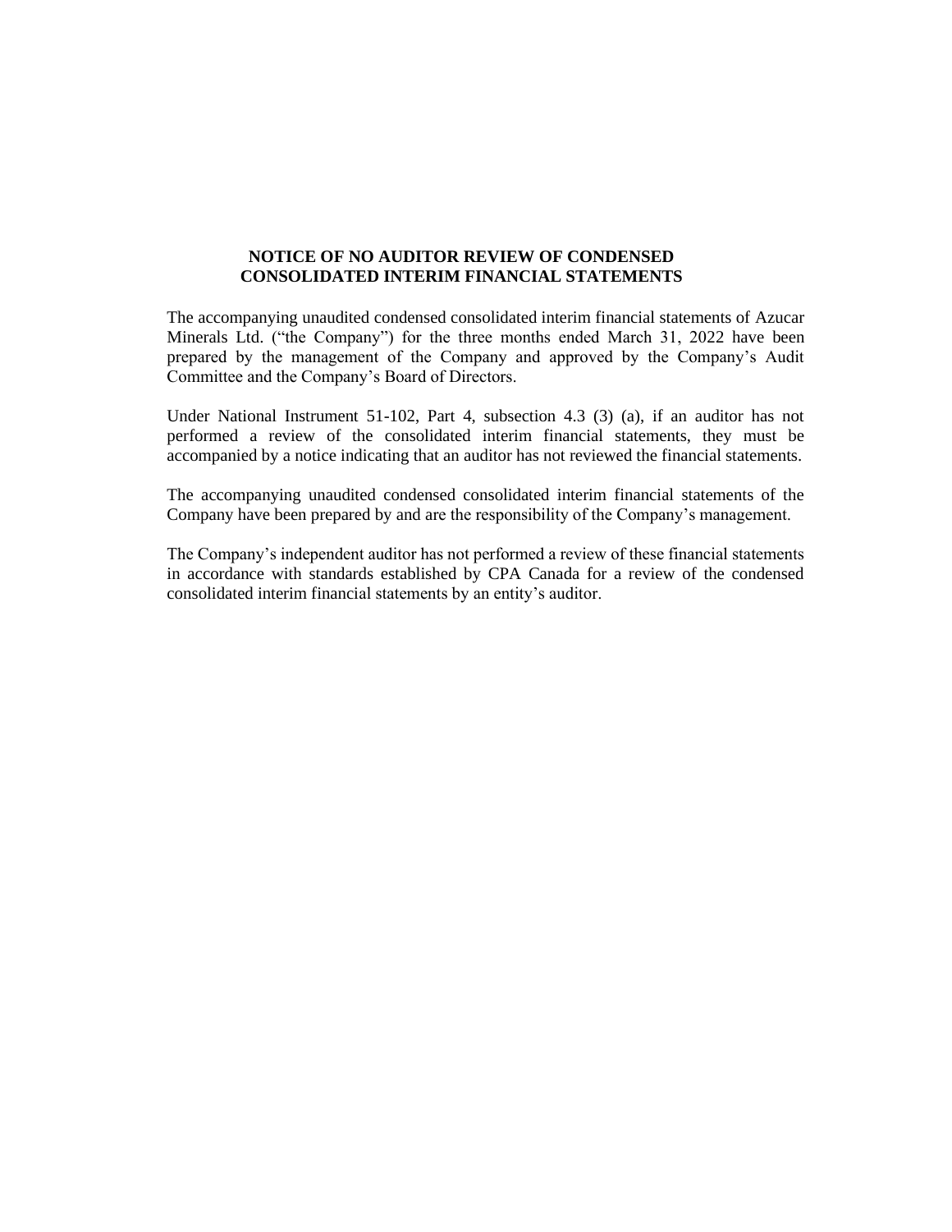**NOTICE OF NO AUDITOR REVIEW OF CONDENSED CONSOLIDATED INTERIM FINANCIAL STATEMENTS**

The accompanying unaudited condensed consolidated interim financial statements of Azucar Minerals Ltd. ("the Company") for the three months ended March 31, 2022 have been prepared by the management of the Company and approved by the Company's Audit Committee and the Company's Board of Directors.

Under National Instrument 51-102, Part 4, subsection 4.3 (3) (a), if an auditor has not performed a review of the consolidated interim financial statements, they must be accompanied by a notice indicating that an auditor has not reviewed the financial statements.

The accompanying unaudited condensed consolidated interim financial statements of the Company have been prepared by and are the responsibility of the Company's management.

The Company's independent auditor has not performed a review of these financial statements in accordance with standards established by CPA Canada for a review of the condensed consolidated interim financial statements by an entity's auditor.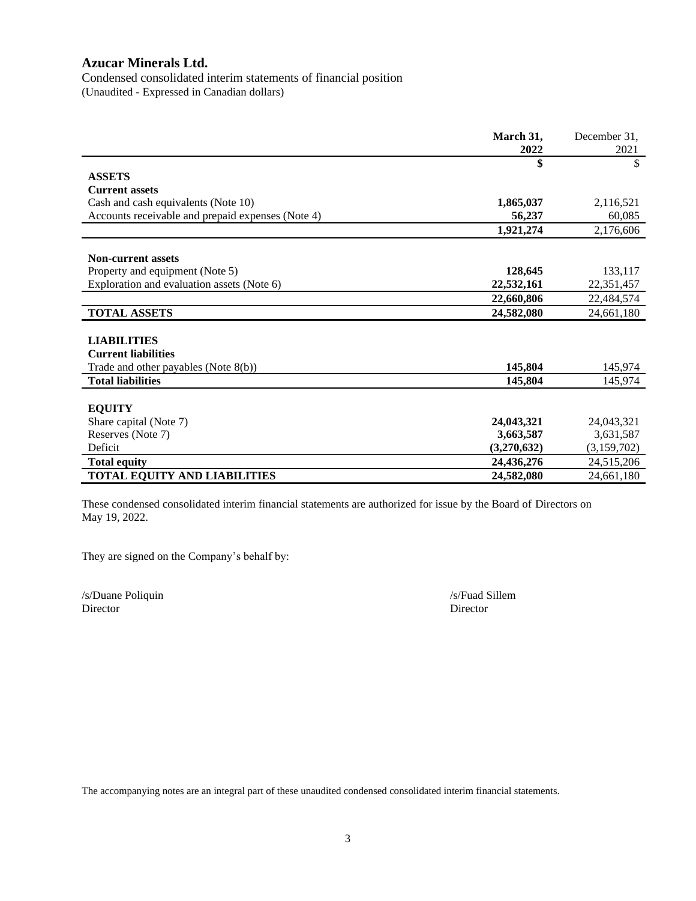# Azucar Minerals Ltd.

Condensed consolidated interim statements of financial position
(Unaudited - Expressed in Canadian dollars)

| | March 31, 2022 | December 31, 2021 |
|---|---|---|
| | **$** | $ |
| **ASSETS** | | |
| **Current assets** | | |
| Cash and cash equivalents (Note 10) | **1,865,037** | 2,116,521 |
| Accounts receivable and prepaid expenses (Note 4) | **56,237** | 60,085 |
| | **1,921,274** | 2,176,606 |
| **Non-current assets** | | |
| Property and equipment (Note 5) | **128,645** | 133,117 |
| Exploration and evaluation assets (Note 6) | **22,532,161** | 22,351,457 |
| | **22,660,806** | 22,484,574 |
| **TOTAL ASSETS** | **24,582,080** | 24,661,180 |
| **LIABILITIES** | | |
| **Current liabilities** | | |
| Trade and other payables (Note 8(b)) | **145,804** | 145,974 |
| **Total liabilities** | **145,804** | 145,974 |
| **EQUITY** | | |
| Share capital (Note 7) | **24,043,321** | 24,043,321 |
| Reserves (Note 7) | **3,663,587** | 3,631,587 |
| Deficit | **(3,270,632)** | (3,159,702) |
| **Total equity** | **24,436,276** | 24,515,206 |
| **TOTAL EQUITY AND LIABILITIES** | **24,582,080** | 24,661,180 |

These condensed consolidated interim financial statements are authorized for issue by the Board of Directors on May 19, 2022.

They are signed on the Company's behalf by:

/s/Duane Poliquin
Director

/s/Fuad Sillem
Director

The accompanying notes are an integral part of these unaudited condensed consolidated interim financial statements.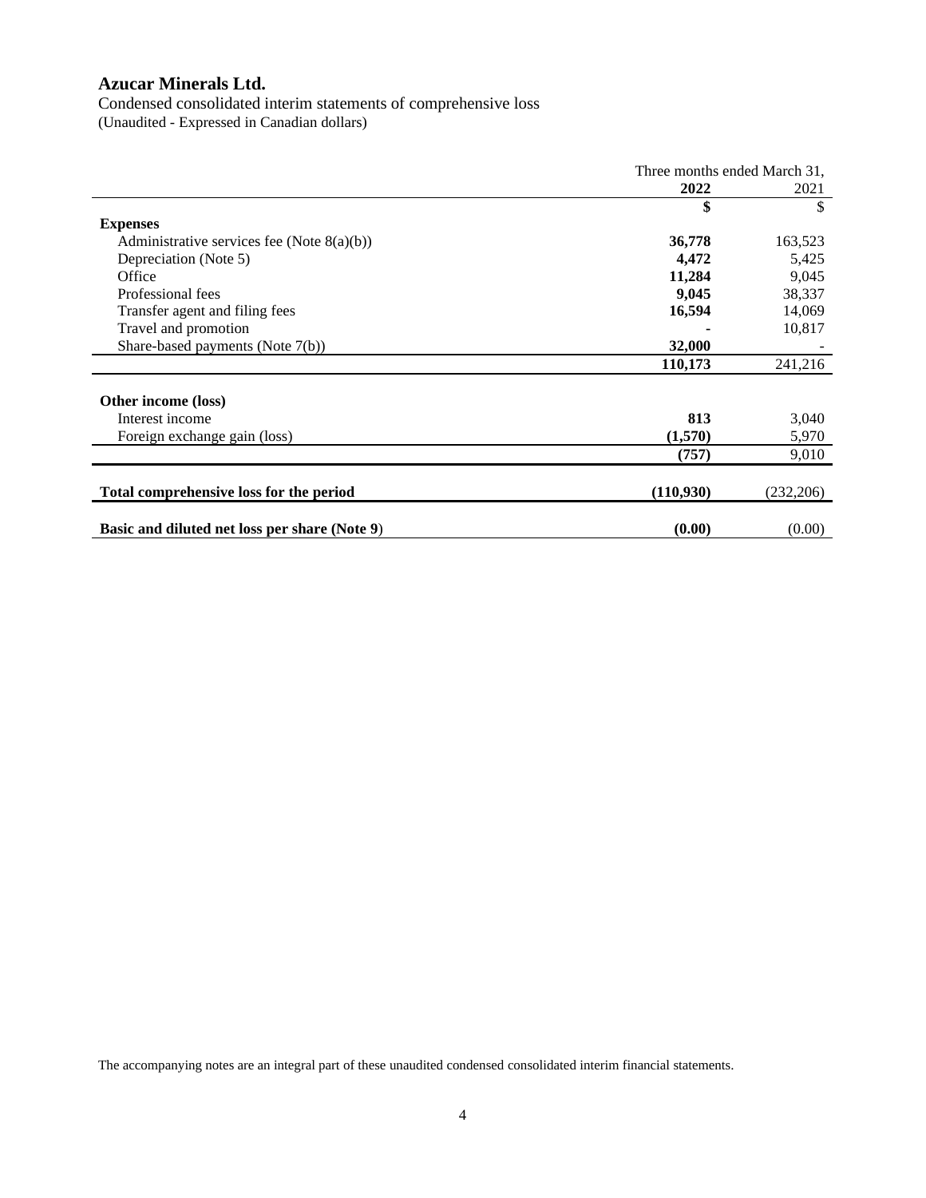# Azucar Minerals Ltd.

Condensed consolidated interim statements of comprehensive loss
(Unaudited - Expressed in Canadian dollars)

| | Three months ended March 31, | |
|---|---|---|
| | **2022** | 2021 |
| | **$** | $ |
| **Expenses** | | |
| Administrative services fee (Note 8(a)(b)) | **36,778** | 163,523 |
| Depreciation (Note 5) | **4,472** | 5,425 |
| Office | **11,284** | 9,045 |
| Professional fees | **9,045** | 38,337 |
| Transfer agent and filing fees | **16,594** | 14,069 |
| Travel and promotion | **-** | 10,817 |
| Share-based payments (Note 7(b)) | **32,000** | - |
| | **110,173** | 241,216 |
| **Other income (loss)** | | |
| Interest income | **813** | 3,040 |
| Foreign exchange gain (loss) | **(1,570)** | 5,970 |
| | **(757)** | 9,010 |
| **Total comprehensive loss for the period** | **(110,930)** | (232,206) |
| **Basic and diluted net loss per share (Note 9)** | **(0.00)** | (0.00) |

The accompanying notes are an integral part of these unaudited condensed consolidated interim financial statements.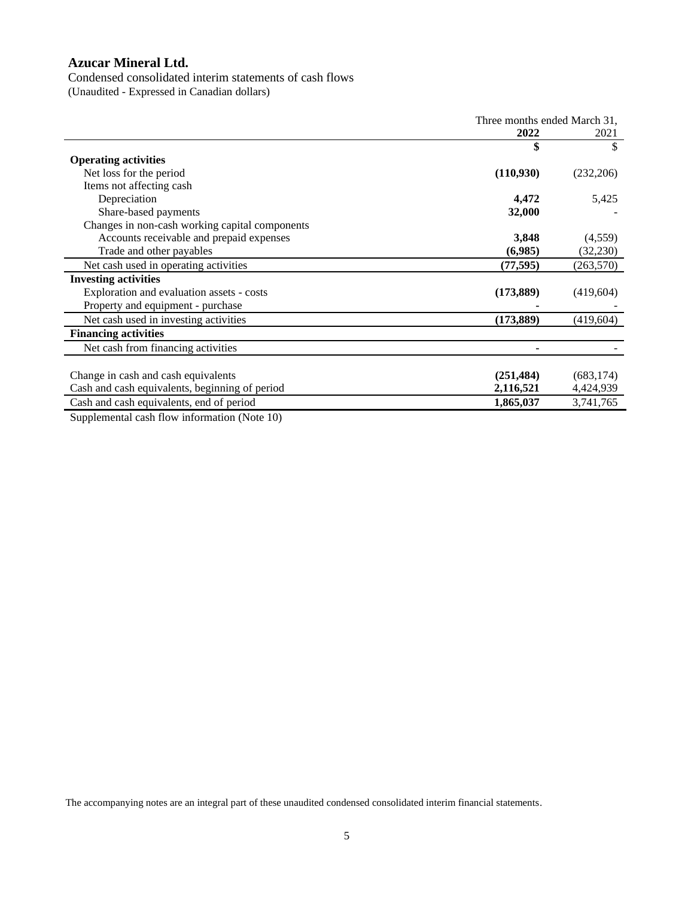# Azucar Mineral Ltd.

Condensed consolidated interim statements of cash flows
(Unaudited - Expressed in Canadian dollars)

| | Three months ended March 31, | |
|---|---|---|
| | **2022** | 2021 |
| | **$** | $ |
| **Operating activities** | | |
| Net loss for the period | **(110,930)** | (232,206) |
| Items not affecting cash | | |
| Depreciation | **4,472** | 5,425 |
| Share-based payments | **32,000** | - |
| Changes in non-cash working capital components | | |
| Accounts receivable and prepaid expenses | **3,848** | (4,559) |
| Trade and other payables | **(6,985)** | (32,230) |
| Net cash used in operating activities | **(77,595)** | (263,570) |
| **Investing activities** | | |
| Exploration and evaluation assets - costs | **(173,889)** | (419,604) |
| Property and equipment - purchase | **-** | - |
| Net cash used in investing activities | **(173,889)** | (419,604) |
| **Financing activities** | | |
| Net cash from financing activities | **-** | - |
| | | |
| Change in cash and cash equivalents | **(251,484)** | (683,174) |
| Cash and cash equivalents, beginning of period | **2,116,521** | 4,424,939 |
| Cash and cash equivalents, end of period | **1,865,037** | 3,741,765 |

Supplemental cash flow information (Note 10)

The accompanying notes are an integral part of these unaudited condensed consolidated interim financial statements.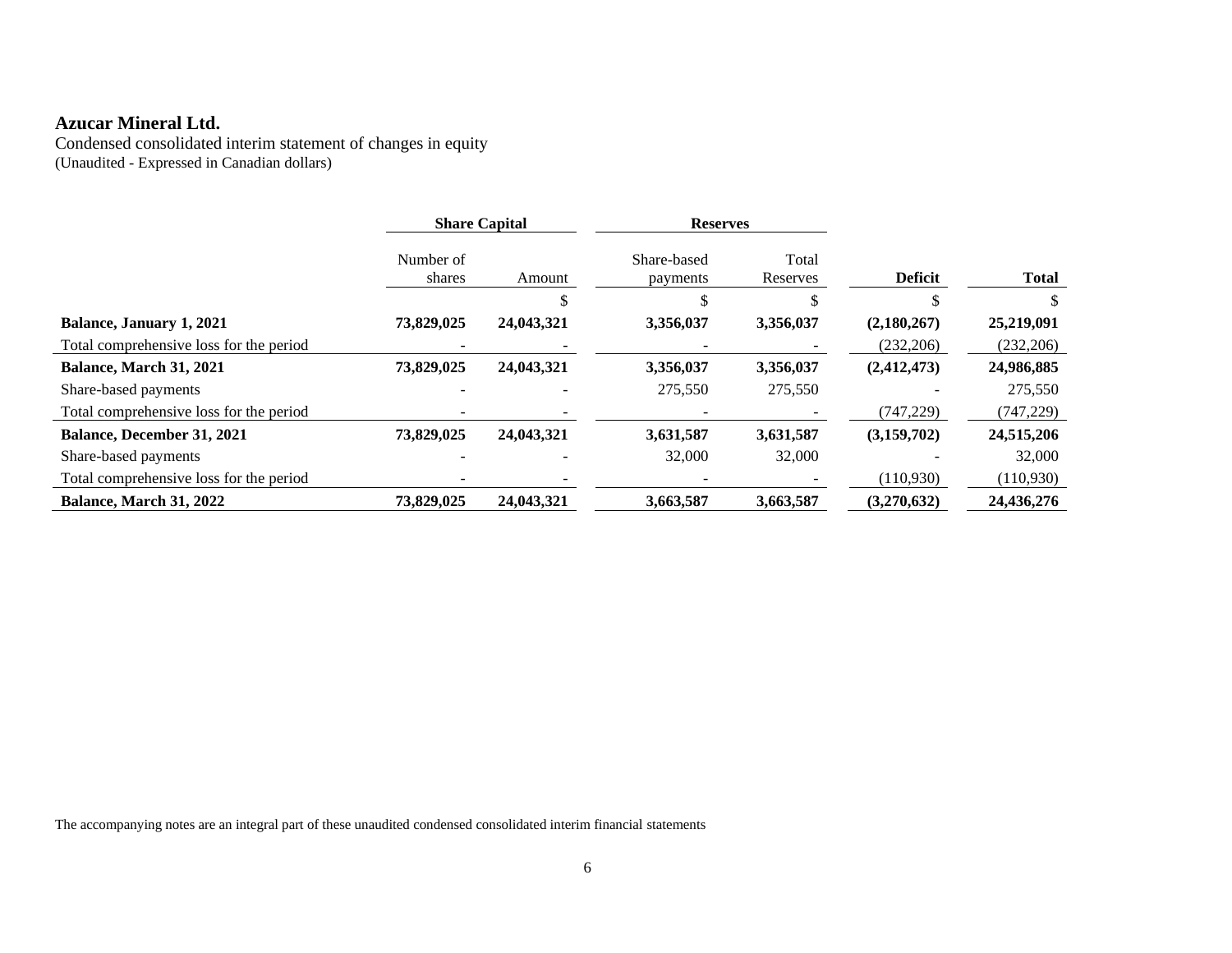**Azucar Mineral Ltd.**

Condensed consolidated interim statement of changes in equity

(Unaudited - Expressed in Canadian dollars)

| | Share Capital | | Reserves | | | |
|---|---|---|---|---|---|---|
| | Number of shares | Amount | Share-based payments | Total Reserves | **Deficit** | **Total** |
| | | $ | $ | $ | $ | $ |
| **Balance, January 1, 2021** | **73,829,025** | **24,043,321** | **3,356,037** | **3,356,037** | **(2,180,267)** | **25,219,091** |
| Total comprehensive loss for the period | - | - | - | - | (232,206) | (232,206) |
| **Balance, March 31, 2021** | **73,829,025** | **24,043,321** | **3,356,037** | **3,356,037** | **(2,412,473)** | **24,986,885** |
| Share-based payments | - | - | 275,550 | 275,550 | - | 275,550 |
| Total comprehensive loss for the period | - | - | - | - | (747,229) | (747,229) |
| **Balance, December 31, 2021** | **73,829,025** | **24,043,321** | **3,631,587** | **3,631,587** | **(3,159,702)** | **24,515,206** |
| Share-based payments | - | - | 32,000 | 32,000 | - | 32,000 |
| Total comprehensive loss for the period | - | - | - | - | (110,930) | (110,930) |
| **Balance, March 31, 2022** | **73,829,025** | **24,043,321** | **3,663,587** | **3,663,587** | **(3,270,632)** | **24,436,276** |

The accompanying notes are an integral part of these unaudited condensed consolidated interim financial statements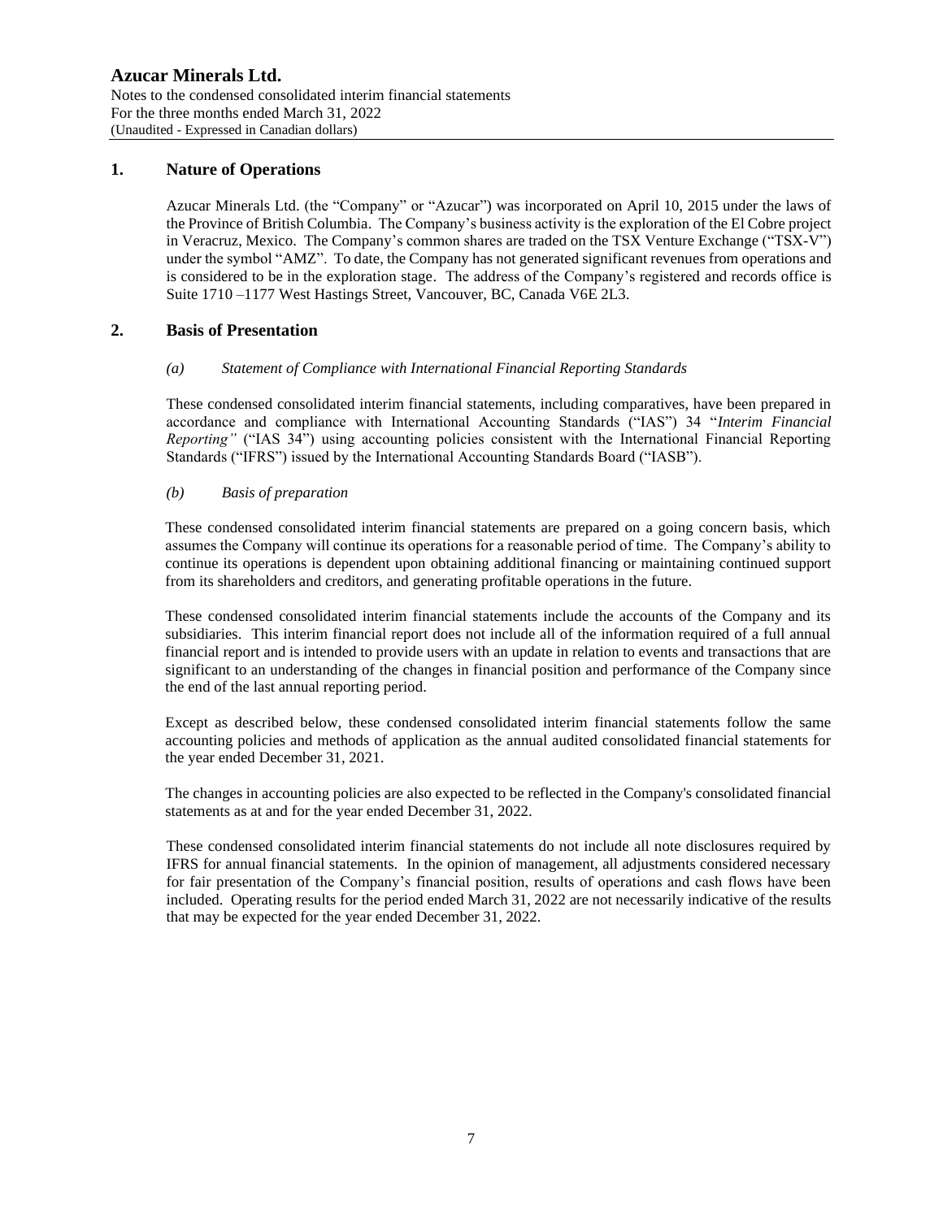# Azucar Minerals Ltd.

Notes to the condensed consolidated interim financial statements
For the three months ended March 31, 2022
(Unaudited - Expressed in Canadian dollars)

## 1. Nature of Operations

Azucar Minerals Ltd. (the "Company" or "Azucar") was incorporated on April 10, 2015 under the laws of the Province of British Columbia. The Company's business activity is the exploration of the El Cobre project in Veracruz, Mexico. The Company's common shares are traded on the TSX Venture Exchange ("TSX-V") under the symbol "AMZ". To date, the Company has not generated significant revenues from operations and is considered to be in the exploration stage. The address of the Company's registered and records office is Suite 1710 –1177 West Hastings Street, Vancouver, BC, Canada V6E 2L3.

## 2. Basis of Presentation

### *(a) Statement of Compliance with International Financial Reporting Standards*

These condensed consolidated interim financial statements, including comparatives, have been prepared in accordance and compliance with International Accounting Standards ("IAS") 34 "*Interim Financial Reporting"* ("IAS 34") using accounting policies consistent with the International Financial Reporting Standards ("IFRS") issued by the International Accounting Standards Board ("IASB").

### *(b) Basis of preparation*

These condensed consolidated interim financial statements are prepared on a going concern basis, which assumes the Company will continue its operations for a reasonable period of time. The Company's ability to continue its operations is dependent upon obtaining additional financing or maintaining continued support from its shareholders and creditors, and generating profitable operations in the future.

These condensed consolidated interim financial statements include the accounts of the Company and its subsidiaries. This interim financial report does not include all of the information required of a full annual financial report and is intended to provide users with an update in relation to events and transactions that are significant to an understanding of the changes in financial position and performance of the Company since the end of the last annual reporting period.

Except as described below, these condensed consolidated interim financial statements follow the same accounting policies and methods of application as the annual audited consolidated financial statements for the year ended December 31, 2021.

The changes in accounting policies are also expected to be reflected in the Company's consolidated financial statements as at and for the year ended December 31, 2022.

These condensed consolidated interim financial statements do not include all note disclosures required by IFRS for annual financial statements. In the opinion of management, all adjustments considered necessary for fair presentation of the Company's financial position, results of operations and cash flows have been included. Operating results for the period ended March 31, 2022 are not necessarily indicative of the results that may be expected for the year ended December 31, 2022.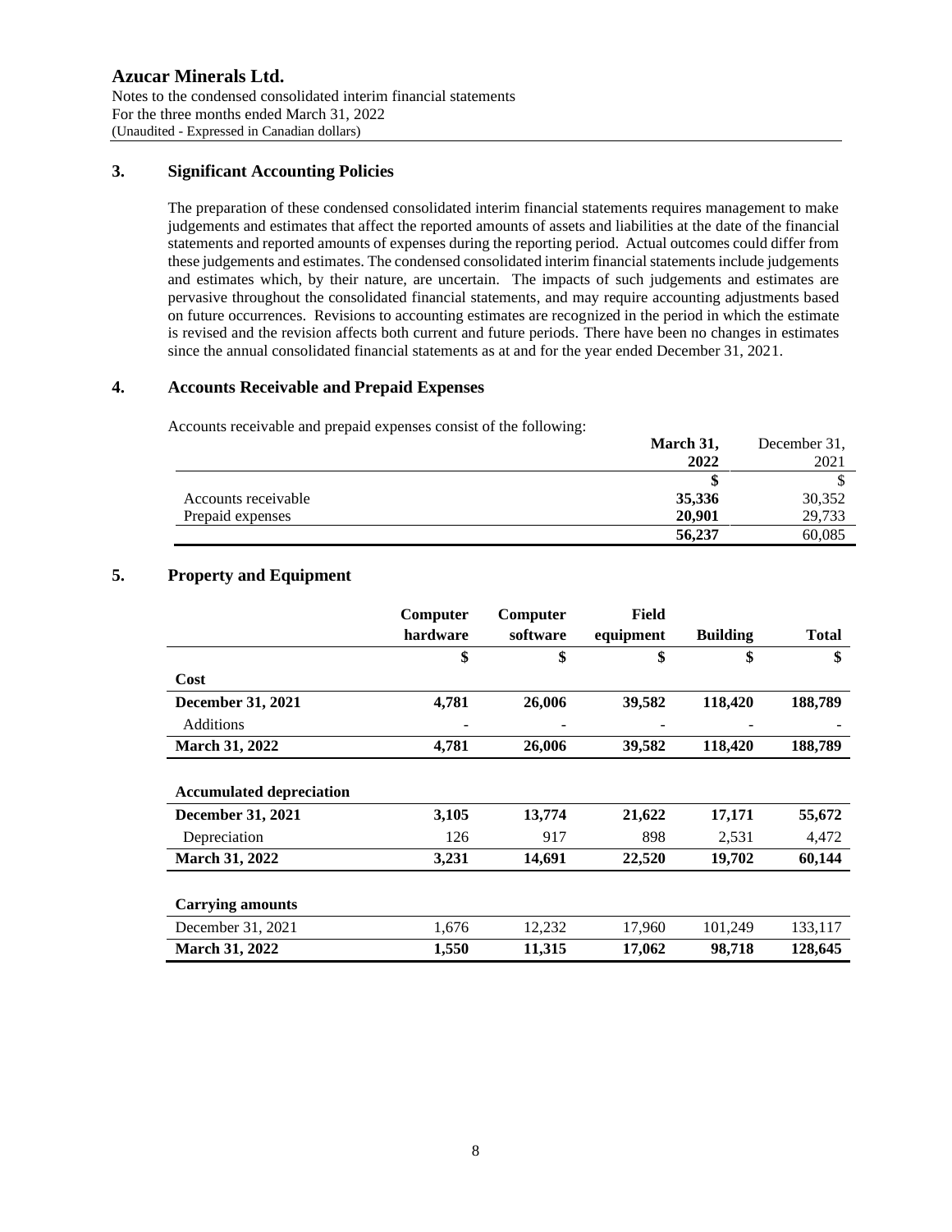**Azucar Minerals Ltd.**
Notes to the condensed consolidated interim financial statements
For the three months ended March 31, 2022
(Unaudited - Expressed in Canadian dollars)

## 3. Significant Accounting Policies

The preparation of these condensed consolidated interim financial statements requires management to make judgements and estimates that affect the reported amounts of assets and liabilities at the date of the financial statements and reported amounts of expenses during the reporting period. Actual outcomes could differ from these judgements and estimates. The condensed consolidated interim financial statements include judgements and estimates which, by their nature, are uncertain. The impacts of such judgements and estimates are pervasive throughout the consolidated financial statements, and may require accounting adjustments based on future occurrences. Revisions to accounting estimates are recognized in the period in which the estimate is revised and the revision affects both current and future periods. There have been no changes in estimates since the annual consolidated financial statements as at and for the year ended December 31, 2021.

## 4. Accounts Receivable and Prepaid Expenses

Accounts receivable and prepaid expenses consist of the following:

| | **March 31, 2022** | December 31, 2021 |
|---|---|---|
| | **$** | $ |
| Accounts receivable | **35,336** | 30,352 |
| Prepaid expenses | **20,901** | 29,733 |
| | **56,237** | 60,085 |

## 5. Property and Equipment

| | **Computer hardware** | **Computer software** | **Field equipment** | **Building** | **Total** |
|---|---|---|---|---|---|
| | **$** | **$** | **$** | **$** | **$** |
| **Cost** | | | | | |
| **December 31, 2021** | **4,781** | **26,006** | **39,582** | **118,420** | **188,789** |
| Additions | - | - | - | - | - |
| **March 31, 2022** | **4,781** | **26,006** | **39,582** | **118,420** | **188,789** |
| | | | | | |
| **Accumulated depreciation** | | | | | |
| **December 31, 2021** | **3,105** | **13,774** | **21,622** | **17,171** | **55,672** |
| Depreciation | 126 | 917 | 898 | 2,531 | 4,472 |
| **March 31, 2022** | **3,231** | **14,691** | **22,520** | **19,702** | **60,144** |
| | | | | | |
| **Carrying amounts** | | | | | |
| December 31, 2021 | 1,676 | 12,232 | 17,960 | 101,249 | 133,117 |
| **March 31, 2022** | **1,550** | **11,315** | **17,062** | **98,718** | **128,645** |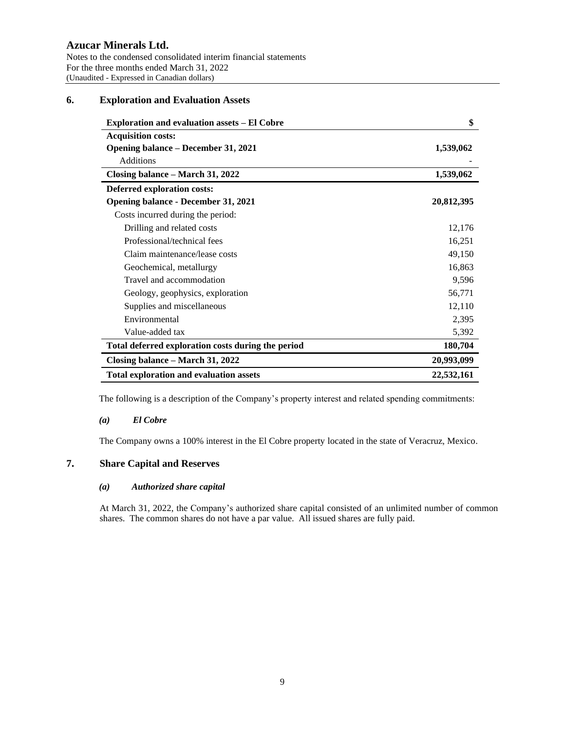## 6. Exploration and Evaluation Assets

| Exploration and evaluation assets – El Cobre | $ |
|---|---|
| **Acquisition costs:** | |
| **Opening balance – December 31, 2021** | **1,539,062** |
| Additions | - |
| **Closing balance – March 31, 2022** | **1,539,062** |
| **Deferred exploration costs:** | |
| **Opening balance - December 31, 2021** | **20,812,395** |
| Costs incurred during the period: | |
| Drilling and related costs | 12,176 |
| Professional/technical fees | 16,251 |
| Claim maintenance/lease costs | 49,150 |
| Geochemical, metallurgy | 16,863 |
| Travel and accommodation | 9,596 |
| Geology, geophysics, exploration | 56,771 |
| Supplies and miscellaneous | 12,110 |
| Environmental | 2,395 |
| Value-added tax | 5,392 |
| **Total deferred exploration costs during the period** | **180,704** |
| **Closing balance – March 31, 2022** | **20,993,099** |
| **Total exploration and evaluation assets** | **22,532,161** |

The following is a description of the Company's property interest and related spending commitments:

### *(a) El Cobre*

The Company owns a 100% interest in the El Cobre property located in the state of Veracruz, Mexico.

## 7. Share Capital and Reserves

### *(a) Authorized share capital*

At March 31, 2022, the Company's authorized share capital consisted of an unlimited number of common shares. The common shares do not have a par value. All issued shares are fully paid.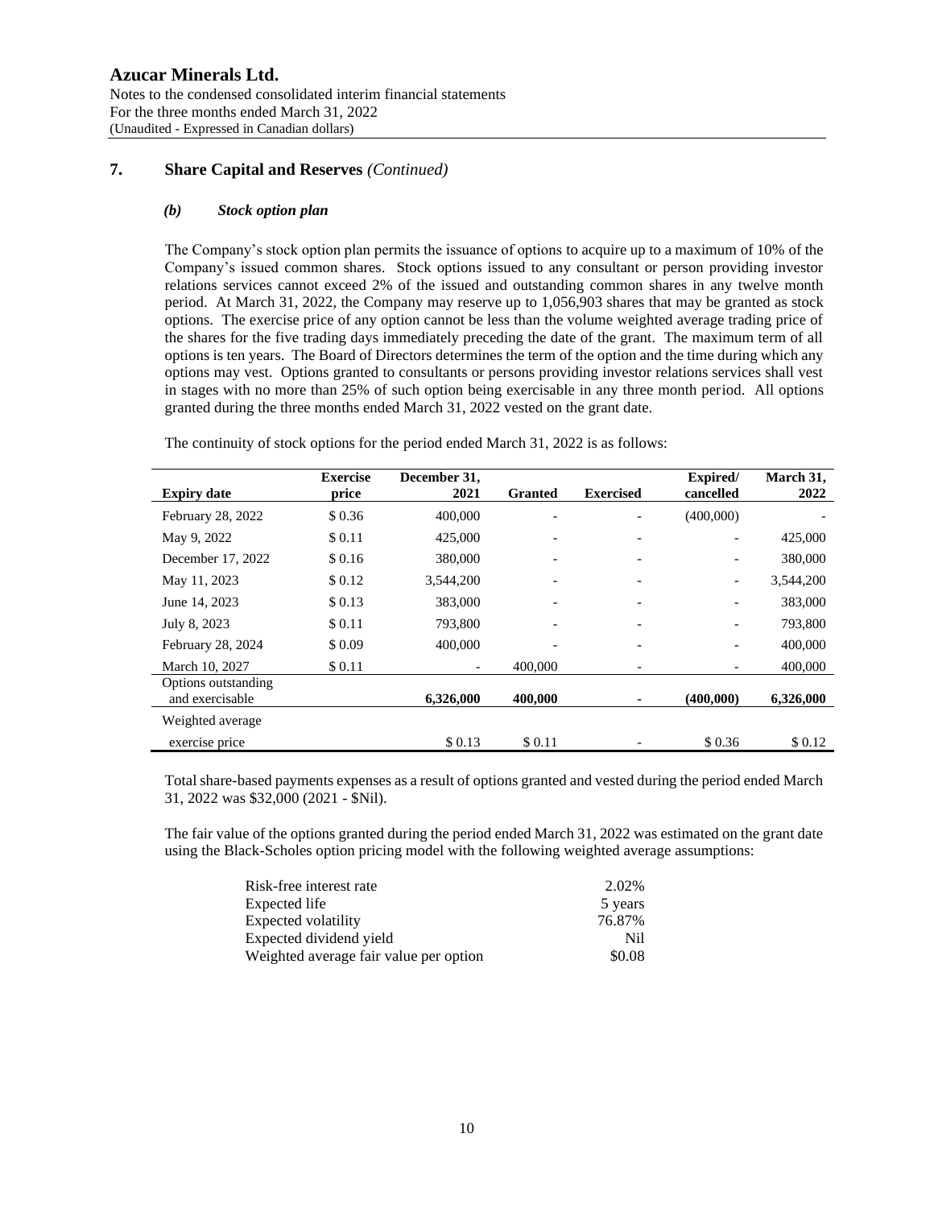## 7. Share Capital and Reserves *(Continued)*

### *(b) Stock option plan*

The Company's stock option plan permits the issuance of options to acquire up to a maximum of 10% of the Company's issued common shares. Stock options issued to any consultant or person providing investor relations services cannot exceed 2% of the issued and outstanding common shares in any twelve month period. At March 31, 2022, the Company may reserve up to 1,056,903 shares that may be granted as stock options. The exercise price of any option cannot be less than the volume weighted average trading price of the shares for the five trading days immediately preceding the date of the grant. The maximum term of all options is ten years. The Board of Directors determines the term of the option and the time during which any options may vest. Options granted to consultants or persons providing investor relations services shall vest in stages with no more than 25% of such option being exercisable in any three month period. All options granted during the three months ended March 31, 2022 vested on the grant date.

The continuity of stock options for the period ended March 31, 2022 is as follows:

| Expiry date | Exercise price | December 31, 2021 | Granted | Exercised | Expired/ cancelled | March 31, 2022 |
|---|---|---|---|---|---|---|
| February 28, 2022 | $ 0.36 | 400,000 | - | - | (400,000) | - |
| May 9, 2022 | $ 0.11 | 425,000 | - | - | - | 425,000 |
| December 17, 2022 | $ 0.16 | 380,000 | - | - | - | 380,000 |
| May 11, 2023 | $ 0.12 | 3,544,200 | - | - | - | 3,544,200 |
| June 14, 2023 | $ 0.13 | 383,000 | - | - | - | 383,000 |
| July 8, 2023 | $ 0.11 | 793,800 | - | - | - | 793,800 |
| February 28, 2024 | $ 0.09 | 400,000 | - | - | - | 400,000 |
| March 10, 2027 | $ 0.11 | - | 400,000 | - | - | 400,000 |
| Options outstanding and exercisable | | **6,326,000** | **400,000** | **-** | **(400,000)** | **6,326,000** |
| Weighted average exercise price | | $ 0.13 | $ 0.11 | - | $ 0.36 | $ 0.12 |

Total share-based payments expenses as a result of options granted and vested during the period ended March 31, 2022 was $32,000 (2021 - $Nil).

The fair value of the options granted during the period ended March 31, 2022 was estimated on the grant date using the Black-Scholes option pricing model with the following weighted average assumptions:

| | |
|---|---|
| Risk-free interest rate | 2.02% |
| Expected life | 5 years |
| Expected volatility | 76.87% |
| Expected dividend yield | Nil |
| Weighted average fair value per option | $0.08 |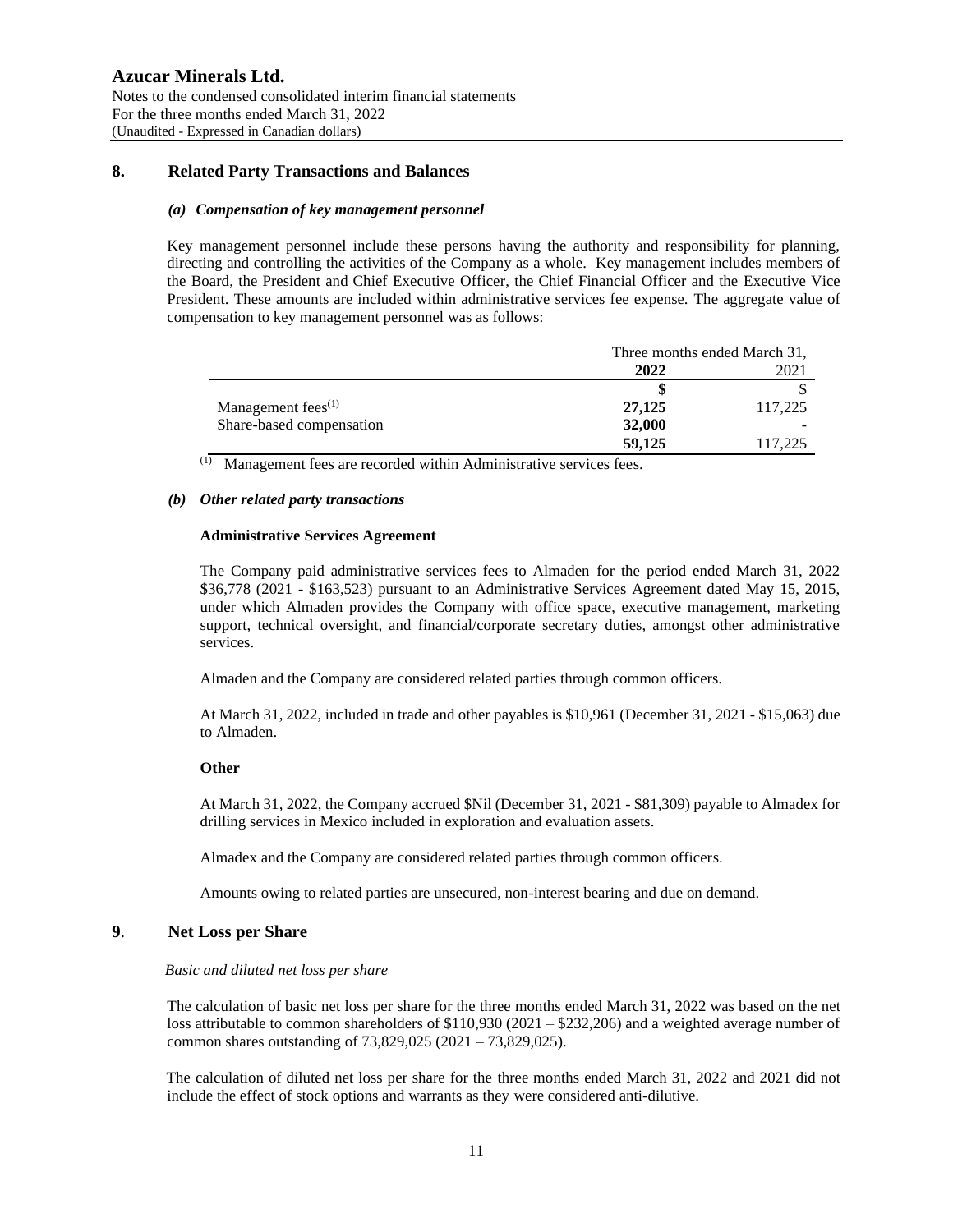## 8. Related Party Transactions and Balances

### *(a) Compensation of key management personnel*

Key management personnel include these persons having the authority and responsibility for planning, directing and controlling the activities of the Company as a whole. Key management includes members of the Board, the President and Chief Executive Officer, the Chief Financial Officer and the Executive Vice President. These amounts are included within administrative services fee expense. The aggregate value of compensation to key management personnel was as follows:

| | Three months ended March 31, | |
|---|---|---|
| | **2022** | 2021 |
| | **$** | $ |
| Management fees[1] | **27,125** | 117,225 |
| Share-based compensation | **32,000** | - |
| | **59,125** | 117,225 |

[1] Management fees are recorded within Administrative services fees.

### *(b) Other related party transactions*

**Administrative Services Agreement**

The Company paid administrative services fees to Almaden for the period ended March 31, 2022 $36,778 (2021 - $163,523) pursuant to an Administrative Services Agreement dated May 15, 2015, under which Almaden provides the Company with office space, executive management, marketing support, technical oversight, and financial/corporate secretary duties, amongst other administrative services.

Almaden and the Company are considered related parties through common officers.

At March 31, 2022, included in trade and other payables is $10,961 (December 31, 2021 - $15,063) due to Almaden.

**Other**

At March 31, 2022, the Company accrued $Nil (December 31, 2021 - $81,309) payable to Almadex for drilling services in Mexico included in exploration and evaluation assets.

Almadex and the Company are considered related parties through common officers.

Amounts owing to related parties are unsecured, non-interest bearing and due on demand.

## 9. Net Loss per Share

*Basic and diluted net loss per share*

The calculation of basic net loss per share for the three months ended March 31, 2022 was based on the net loss attributable to common shareholders of $110,930 (2021 – $232,206) and a weighted average number of common shares outstanding of 73,829,025 (2021 – 73,829,025).

The calculation of diluted net loss per share for the three months ended March 31, 2022 and 2021 did not include the effect of stock options and warrants as they were considered anti-dilutive.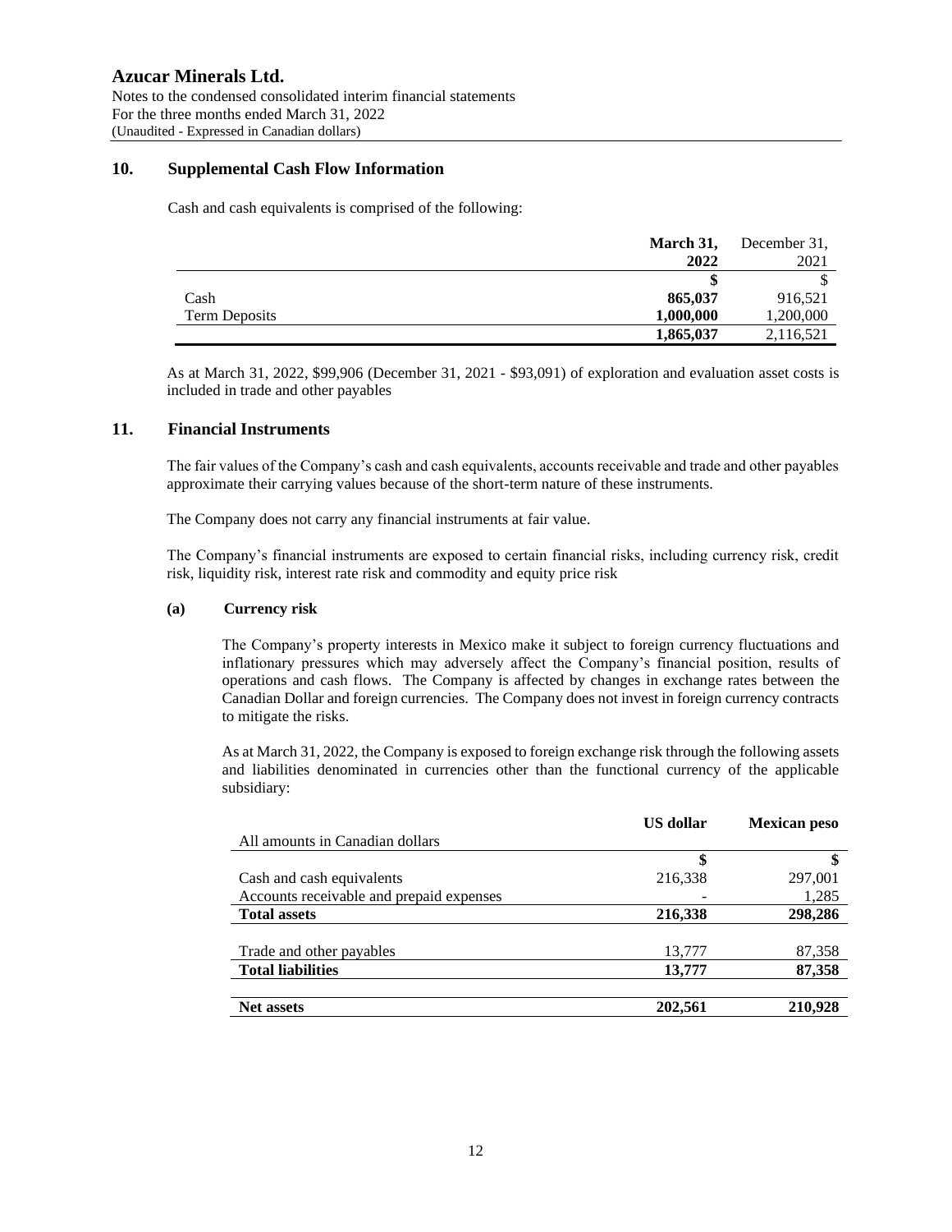**Azucar Minerals Ltd.**
Notes to the condensed consolidated interim financial statements
For the three months ended March 31, 2022
(Unaudited - Expressed in Canadian dollars)

## 10. Supplemental Cash Flow Information

Cash and cash equivalents is comprised of the following:

| | **March 31, 2022** | December 31, 2021 |
|---|---|---|
| | **$** | $ |
| Cash | **865,037** | 916,521 |
| Term Deposits | **1,000,000** | 1,200,000 |
| | **1,865,037** | 2,116,521 |

As at March 31, 2022, $99,906 (December 31, 2021 - $93,091) of exploration and evaluation asset costs is included in trade and other payables

## 11. Financial Instruments

The fair values of the Company's cash and cash equivalents, accounts receivable and trade and other payables approximate their carrying values because of the short-term nature of these instruments.

The Company does not carry any financial instruments at fair value.

The Company's financial instruments are exposed to certain financial risks, including currency risk, credit risk, liquidity risk, interest rate risk and commodity and equity price risk

### (a) Currency risk

The Company's property interests in Mexico make it subject to foreign currency fluctuations and inflationary pressures which may adversely affect the Company's financial position, results of operations and cash flows. The Company is affected by changes in exchange rates between the Canadian Dollar and foreign currencies. The Company does not invest in foreign currency contracts to mitigate the risks.

As at March 31, 2022, the Company is exposed to foreign exchange risk through the following assets and liabilities denominated in currencies other than the functional currency of the applicable subsidiary:

| All amounts in Canadian dollars | **US dollar** | **Mexican peso** |
|---|---|---|
| | **$** | **$** |
| Cash and cash equivalents | 216,338 | 297,001 |
| Accounts receivable and prepaid expenses | - | 1,285 |
| **Total assets** | **216,338** | **298,286** |
| Trade and other payables | 13,777 | 87,358 |
| **Total liabilities** | **13,777** | **87,358** |
| **Net assets** | **202,561** | **210,928** |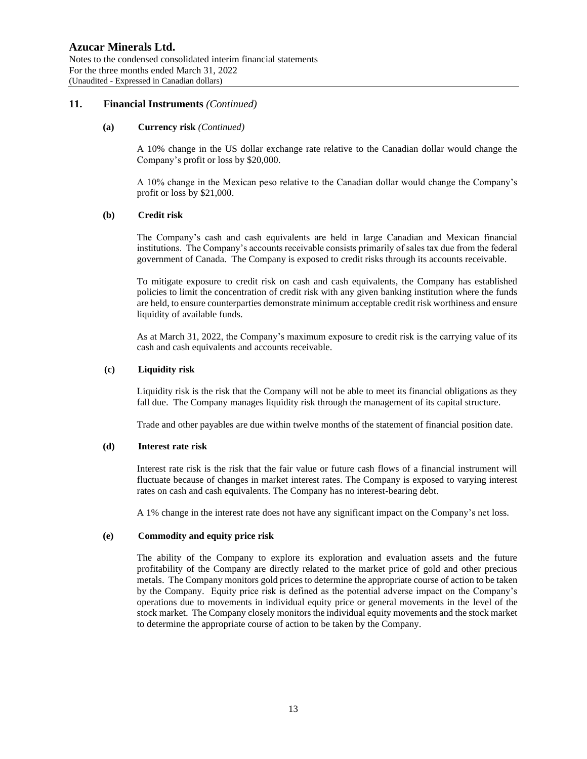## 11. Financial Instruments *(Continued)*

### (a) Currency risk *(Continued)*

A 10% change in the US dollar exchange rate relative to the Canadian dollar would change the Company's profit or loss by $20,000.

A 10% change in the Mexican peso relative to the Canadian dollar would change the Company's profit or loss by $21,000.

### (b) Credit risk

The Company's cash and cash equivalents are held in large Canadian and Mexican financial institutions. The Company's accounts receivable consists primarily of sales tax due from the federal government of Canada. The Company is exposed to credit risks through its accounts receivable.

To mitigate exposure to credit risk on cash and cash equivalents, the Company has established policies to limit the concentration of credit risk with any given banking institution where the funds are held, to ensure counterparties demonstrate minimum acceptable credit risk worthiness and ensure liquidity of available funds.

As at March 31, 2022, the Company's maximum exposure to credit risk is the carrying value of its cash and cash equivalents and accounts receivable.

### (c) Liquidity risk

Liquidity risk is the risk that the Company will not be able to meet its financial obligations as they fall due. The Company manages liquidity risk through the management of its capital structure.

Trade and other payables are due within twelve months of the statement of financial position date.

### (d) Interest rate risk

Interest rate risk is the risk that the fair value or future cash flows of a financial instrument will fluctuate because of changes in market interest rates. The Company is exposed to varying interest rates on cash and cash equivalents. The Company has no interest-bearing debt.

A 1% change in the interest rate does not have any significant impact on the Company's net loss.

### (e) Commodity and equity price risk

The ability of the Company to explore its exploration and evaluation assets and the future profitability of the Company are directly related to the market price of gold and other precious metals. The Company monitors gold prices to determine the appropriate course of action to be taken by the Company. Equity price risk is defined as the potential adverse impact on the Company's operations due to movements in individual equity price or general movements in the level of the stock market. The Company closely monitors the individual equity movements and the stock market to determine the appropriate course of action to be taken by the Company.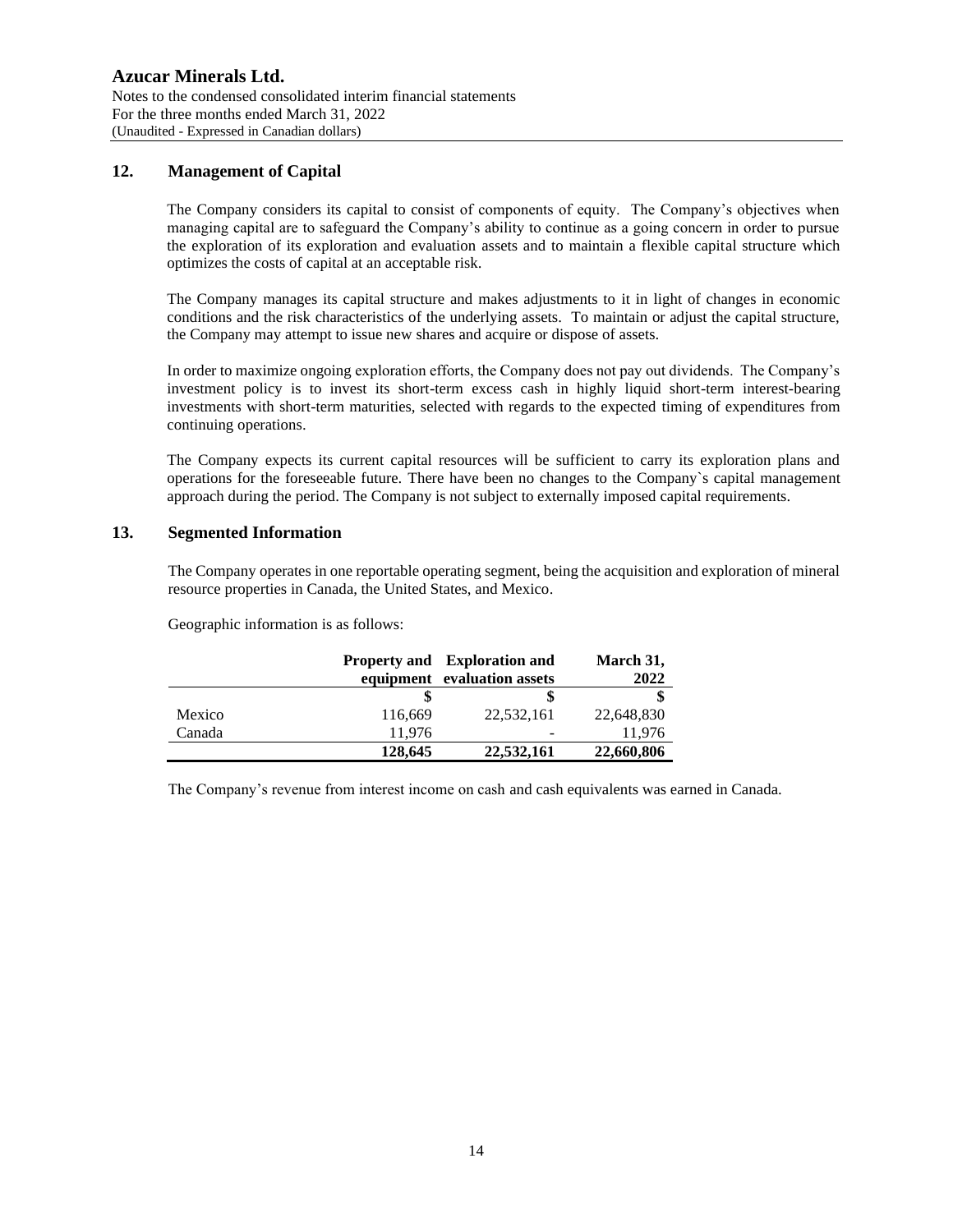**Azucar Minerals Ltd.**

Notes to the condensed consolidated interim financial statements
For the three months ended March 31, 2022
(Unaudited - Expressed in Canadian dollars)

## 12. Management of Capital

The Company considers its capital to consist of components of equity. The Company's objectives when managing capital are to safeguard the Company's ability to continue as a going concern in order to pursue the exploration of its exploration and evaluation assets and to maintain a flexible capital structure which optimizes the costs of capital at an acceptable risk.

The Company manages its capital structure and makes adjustments to it in light of changes in economic conditions and the risk characteristics of the underlying assets. To maintain or adjust the capital structure, the Company may attempt to issue new shares and acquire or dispose of assets.

In order to maximize ongoing exploration efforts, the Company does not pay out dividends. The Company's investment policy is to invest its short-term excess cash in highly liquid short-term interest-bearing investments with short-term maturities, selected with regards to the expected timing of expenditures from continuing operations.

The Company expects its current capital resources will be sufficient to carry its exploration plans and operations for the foreseeable future. There have been no changes to the Company`s capital management approach during the period. The Company is not subject to externally imposed capital requirements.

## 13. Segmented Information

The Company operates in one reportable operating segment, being the acquisition and exploration of mineral resource properties in Canada, the United States, and Mexico.

Geographic information is as follows:

| | Property and equipment | Exploration and evaluation assets | March 31, 2022 |
|---|---|---|---|
| | $ | $ | $ |
| Mexico | 116,669 | 22,532,161 | 22,648,830 |
| Canada | 11,976 | - | 11,976 |
| | **128,645** | **22,532,161** | **22,660,806** |

The Company's revenue from interest income on cash and cash equivalents was earned in Canada.